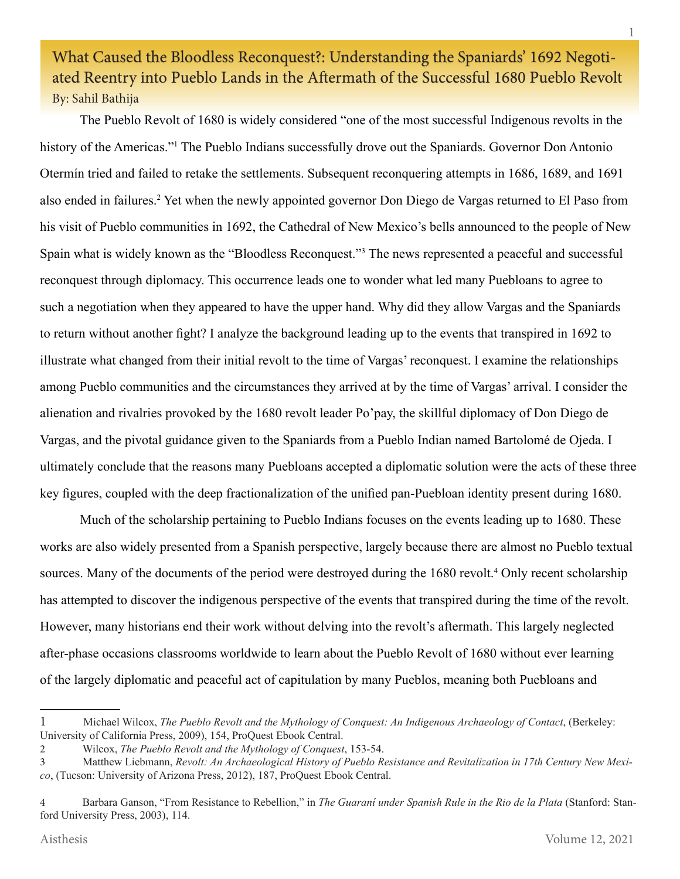# What Caused the Bloodless Reconquest?: Understanding the Spaniards' 1692 Negotiated Reentry into Pueblo Lands in the Aftermath of the Successful 1680 Pueblo Revolt

By: Sahil Bathija

The Pueblo Revolt of 1680 is widely considered "one of the most successful Indigenous revolts in the history of the Americas."[1] The Pueblo Indians successfully drove out the Spaniards. Governor Don Antonio Otermín tried and failed to retake the settlements. Subsequent reconquering attempts in 1686, 1689, and 1691 also ended in failures.[2] Yet when the newly appointed governor Don Diego de Vargas returned to El Paso from his visit of Pueblo communities in 1692, the Cathedral of New Mexico's bells announced to the people of New Spain what is widely known as the "Bloodless Reconquest."[3] The news represented a peaceful and successful reconquest through diplomacy. This occurrence leads one to wonder what led many Puebloans to agree to such a negotiation when they appeared to have the upper hand. Why did they allow Vargas and the Spaniards to return without another fight? I analyze the background leading up to the events that transpired in 1692 to illustrate what changed from their initial revolt to the time of Vargas' reconquest. I examine the relationships among Pueblo communities and the circumstances they arrived at by the time of Vargas' arrival. I consider the alienation and rivalries provoked by the 1680 revolt leader Po'pay, the skillful diplomacy of Don Diego de Vargas, and the pivotal guidance given to the Spaniards from a Pueblo Indian named Bartolomé de Ojeda. I ultimately conclude that the reasons many Puebloans accepted a diplomatic solution were the acts of these three key figures, coupled with the deep fractionalization of the unified pan-Puebloan identity present during 1680.

Much of the scholarship pertaining to Pueblo Indians focuses on the events leading up to 1680. These works are also widely presented from a Spanish perspective, largely because there are almost no Pueblo textual sources. Many of the documents of the period were destroyed during the 1680 revolt.[4] Only recent scholarship has attempted to discover the indigenous perspective of the events that transpired during the time of the revolt. However, many historians end their work without delving into the revolt's aftermath. This largely neglected after-phase occasions classrooms worldwide to learn about the Pueblo Revolt of 1680 without ever learning of the largely diplomatic and peaceful act of capitulation by many Pueblos, meaning both Puebloans and

---

1 Michael Wilcox, *The Pueblo Revolt and the Mythology of Conquest: An Indigenous Archaeology of Contact*, (Berkeley: University of California Press, 2009), 154, ProQuest Ebook Central.

2 Wilcox, *The Pueblo Revolt and the Mythology of Conquest*, 153-54.

3 Matthew Liebmann, *Revolt: An Archaeological History of Pueblo Resistance and Revitalization in 17th Century New Mexico*, (Tucson: University of Arizona Press, 2012), 187, ProQuest Ebook Central.

4 Barbara Ganson, "From Resistance to Rebellion," in *The Guaraní under Spanish Rule in the Rio de la Plata* (Stanford: Stanford University Press, 2003), 114.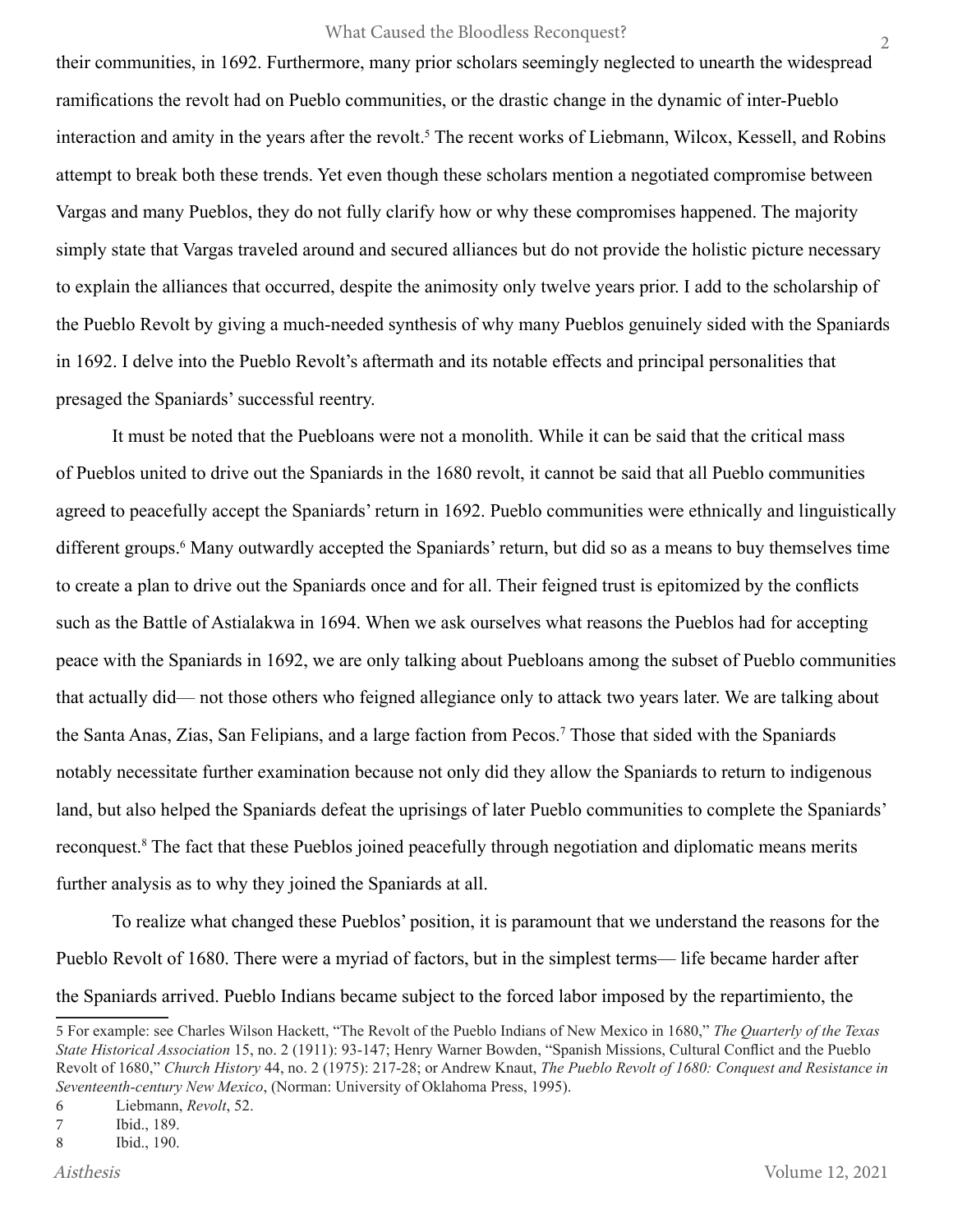their communities, in 1692. Furthermore, many prior scholars seemingly neglected to unearth the widespread ramifications the revolt had on Pueblo communities, or the drastic change in the dynamic of inter-Pueblo interaction and amity in the years after the revolt.[5] The recent works of Liebmann, Wilcox, Kessell, and Robins attempt to break both these trends. Yet even though these scholars mention a negotiated compromise between Vargas and many Pueblos, they do not fully clarify how or why these compromises happened. The majority simply state that Vargas traveled around and secured alliances but do not provide the holistic picture necessary to explain the alliances that occurred, despite the animosity only twelve years prior. I add to the scholarship of the Pueblo Revolt by giving a much-needed synthesis of why many Pueblos genuinely sided with the Spaniards in 1692. I delve into the Pueblo Revolt's aftermath and its notable effects and principal personalities that presaged the Spaniards' successful reentry.

It must be noted that the Puebloans were not a monolith. While it can be said that the critical mass of Pueblos united to drive out the Spaniards in the 1680 revolt, it cannot be said that all Pueblo communities agreed to peacefully accept the Spaniards' return in 1692. Pueblo communities were ethnically and linguistically different groups.[6] Many outwardly accepted the Spaniards' return, but did so as a means to buy themselves time to create a plan to drive out the Spaniards once and for all. Their feigned trust is epitomized by the conflicts such as the Battle of Astialakwa in 1694. When we ask ourselves what reasons the Pueblos had for accepting peace with the Spaniards in 1692, we are only talking about Puebloans among the subset of Pueblo communities that actually did— not those others who feigned allegiance only to attack two years later. We are talking about the Santa Anas, Zias, San Felipians, and a large faction from Pecos.[7] Those that sided with the Spaniards notably necessitate further examination because not only did they allow the Spaniards to return to indigenous land, but also helped the Spaniards defeat the uprisings of later Pueblo communities to complete the Spaniards' reconquest.[8] The fact that these Pueblos joined peacefully through negotiation and diplomatic means merits further analysis as to why they joined the Spaniards at all.

To realize what changed these Pueblos' position, it is paramount that we understand the reasons for the Pueblo Revolt of 1680. There were a myriad of factors, but in the simplest terms— life became harder after the Spaniards arrived. Pueblo Indians became subject to the forced labor imposed by the repartimiento, the

---

5 For example: see Charles Wilson Hackett, "The Revolt of the Pueblo Indians of New Mexico in 1680," *The Quarterly of the Texas State Historical Association* 15, no. 2 (1911): 93-147; Henry Warner Bowden, "Spanish Missions, Cultural Conflict and the Pueblo Revolt of 1680," *Church History* 44, no. 2 (1975): 217-28; or Andrew Knaut, *The Pueblo Revolt of 1680: Conquest and Resistance in Seventeenth-century New Mexico*, (Norman: University of Oklahoma Press, 1995).

6 Liebmann, *Revolt*, 52.

7 Ibid., 189.

8 Ibid., 190.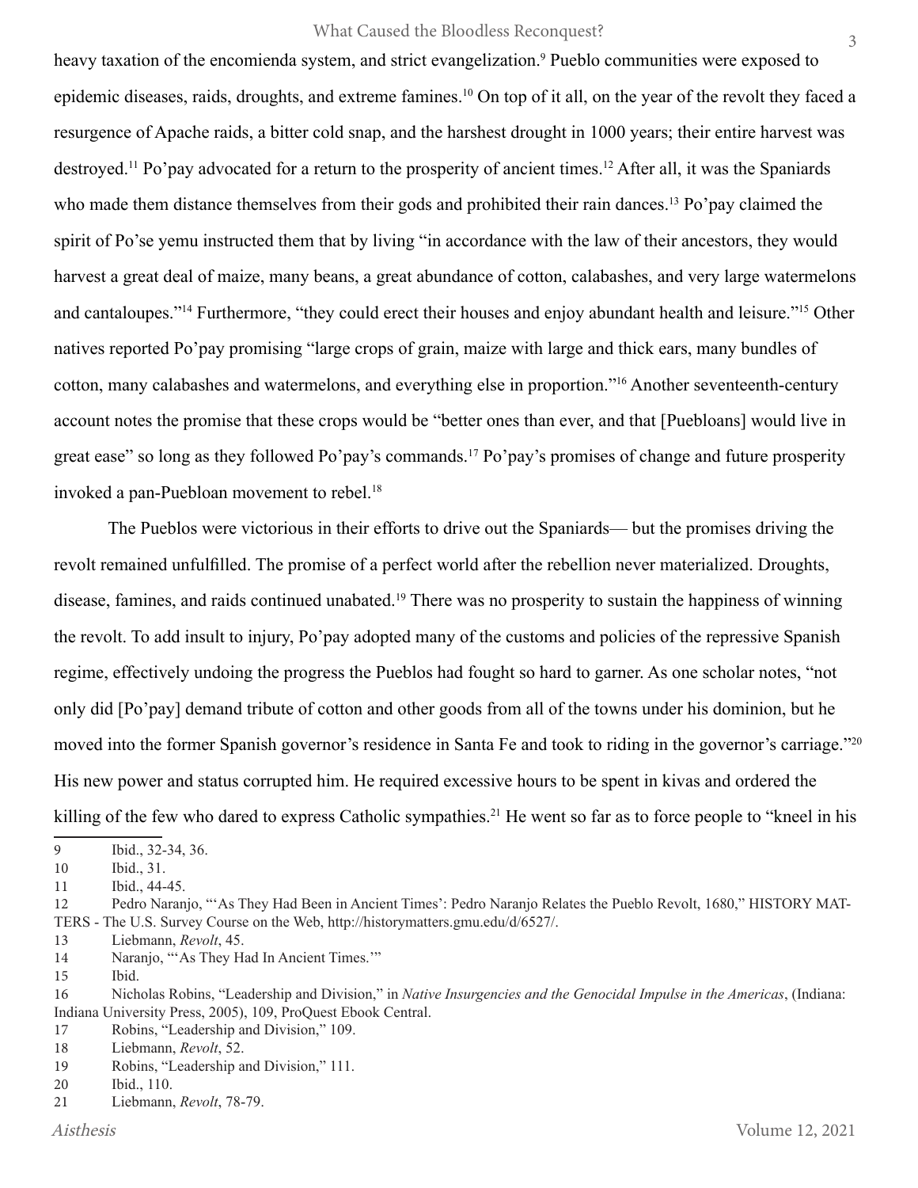heavy taxation of the encomienda system, and strict evangelization.[9] Pueblo communities were exposed to epidemic diseases, raids, droughts, and extreme famines.[10] On top of it all, on the year of the revolt they faced a resurgence of Apache raids, a bitter cold snap, and the harshest drought in 1000 years; their entire harvest was destroyed.[11] Po'pay advocated for a return to the prosperity of ancient times.[12] After all, it was the Spaniards who made them distance themselves from their gods and prohibited their rain dances.[13] Po'pay claimed the spirit of Po'se yemu instructed them that by living "in accordance with the law of their ancestors, they would harvest a great deal of maize, many beans, a great abundance of cotton, calabashes, and very large watermelons and cantaloupes."[14] Furthermore, "they could erect their houses and enjoy abundant health and leisure."[15] Other natives reported Po'pay promising "large crops of grain, maize with large and thick ears, many bundles of cotton, many calabashes and watermelons, and everything else in proportion."[16] Another seventeenth-century account notes the promise that these crops would be "better ones than ever, and that [Puebloans] would live in great ease" so long as they followed Po'pay's commands.[17] Po'pay's promises of change and future prosperity invoked a pan-Puebloan movement to rebel.[18]

The Pueblos were victorious in their efforts to drive out the Spaniards— but the promises driving the revolt remained unfulfilled. The promise of a perfect world after the rebellion never materialized. Droughts, disease, famines, and raids continued unabated.[19] There was no prosperity to sustain the happiness of winning the revolt. To add insult to injury, Po'pay adopted many of the customs and policies of the repressive Spanish regime, effectively undoing the progress the Pueblos had fought so hard to garner. As one scholar notes, "not only did [Po'pay] demand tribute of cotton and other goods from all of the towns under his dominion, but he moved into the former Spanish governor's residence in Santa Fe and took to riding in the governor's carriage."[20] His new power and status corrupted him. He required excessive hours to be spent in kivas and ordered the killing of the few who dared to express Catholic sympathies.[21] He went so far as to force people to "kneel in his

---

9 Ibid., 32-34, 36.

10 Ibid., 31.

11 Ibid., 44-45.

12 Pedro Naranjo, "'As They Had Been in Ancient Times': Pedro Naranjo Relates the Pueblo Revolt, 1680," HISTORY MATTERS - The U.S. Survey Course on the Web, http://historymatters.gmu.edu/d/6527/.

13 Liebmann, *Revolt*, 45.

14 Naranjo, "'As They Had In Ancient Times.'"

15 Ibid.

16 Nicholas Robins, "Leadership and Division," in *Native Insurgencies and the Genocidal Impulse in the Americas*, (Indiana: Indiana University Press, 2005), 109, ProQuest Ebook Central.

17 Robins, "Leadership and Division," 109.

18 Liebmann, *Revolt*, 52.

19 Robins, "Leadership and Division," 111.

20 Ibid., 110.

21 Liebmann, *Revolt*, 78-79.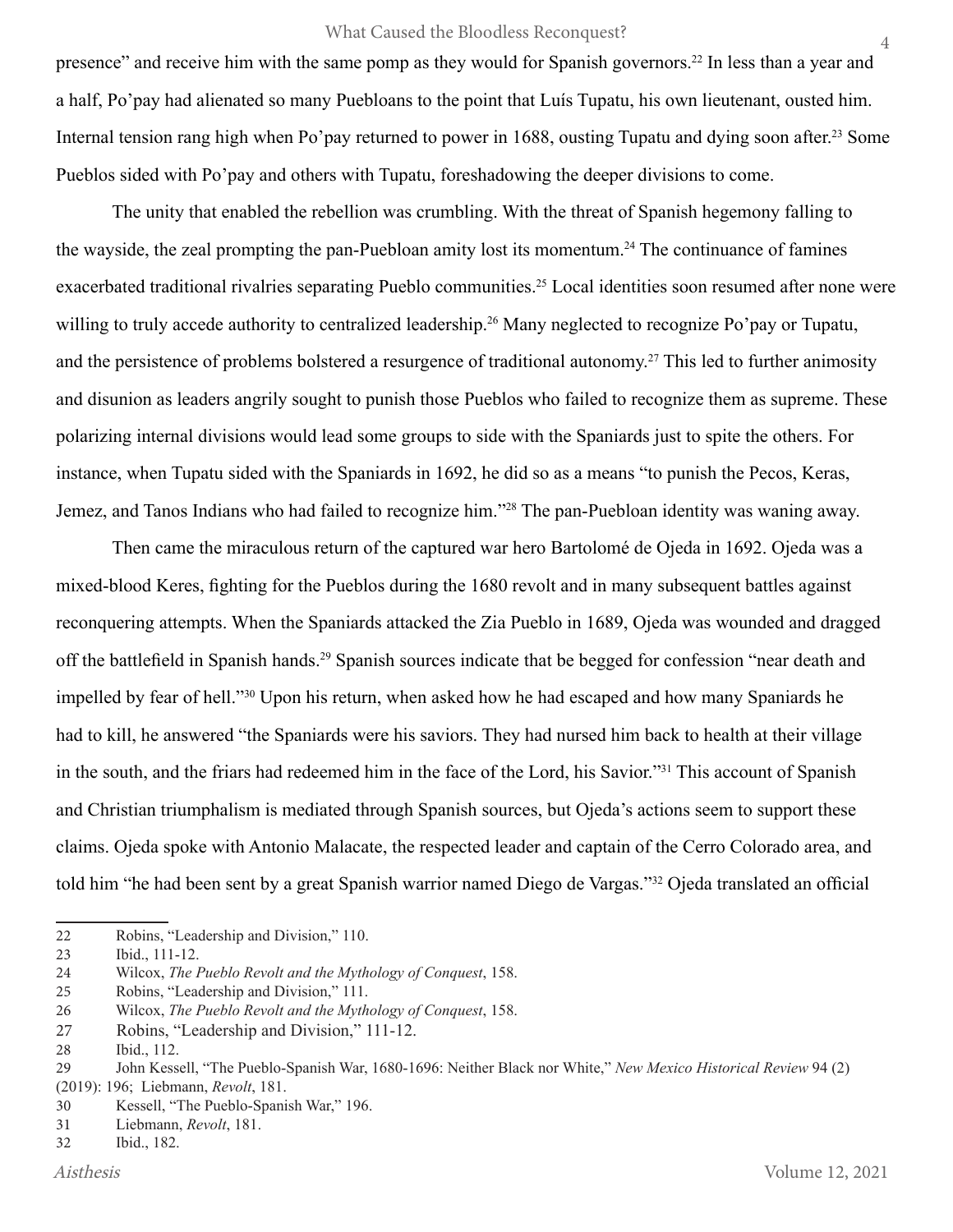presence" and receive him with the same pomp as they would for Spanish governors.[22] In less than a year and a half, Po'pay had alienated so many Puebloans to the point that Luís Tupatu, his own lieutenant, ousted him. Internal tension rang high when Po'pay returned to power in 1688, ousting Tupatu and dying soon after.[23] Some Pueblos sided with Po'pay and others with Tupatu, foreshadowing the deeper divisions to come.

The unity that enabled the rebellion was crumbling. With the threat of Spanish hegemony falling to the wayside, the zeal prompting the pan-Puebloan amity lost its momentum.[24] The continuance of famines exacerbated traditional rivalries separating Pueblo communities.[25] Local identities soon resumed after none were willing to truly accede authority to centralized leadership.[26] Many neglected to recognize Po'pay or Tupatu, and the persistence of problems bolstered a resurgence of traditional autonomy.[27] This led to further animosity and disunion as leaders angrily sought to punish those Pueblos who failed to recognize them as supreme. These polarizing internal divisions would lead some groups to side with the Spaniards just to spite the others. For instance, when Tupatu sided with the Spaniards in 1692, he did so as a means "to punish the Pecos, Keras, Jemez, and Tanos Indians who had failed to recognize him."[28] The pan-Puebloan identity was waning away.

Then came the miraculous return of the captured war hero Bartolomé de Ojeda in 1692. Ojeda was a mixed-blood Keres, fighting for the Pueblos during the 1680 revolt and in many subsequent battles against reconquering attempts. When the Spaniards attacked the Zia Pueblo in 1689, Ojeda was wounded and dragged off the battlefield in Spanish hands.[29] Spanish sources indicate that be begged for confession "near death and impelled by fear of hell."[30] Upon his return, when asked how he had escaped and how many Spaniards he had to kill, he answered "the Spaniards were his saviors. They had nursed him back to health at their village in the south, and the friars had redeemed him in the face of the Lord, his Savior."[31] This account of Spanish and Christian triumphalism is mediated through Spanish sources, but Ojeda's actions seem to support these claims. Ojeda spoke with Antonio Malacate, the respected leader and captain of the Cerro Colorado area, and told him "he had been sent by a great Spanish warrior named Diego de Vargas."[32] Ojeda translated an official

---

22 Robins, "Leadership and Division," 110.

23 Ibid., 111-12.

24 Wilcox, *The Pueblo Revolt and the Mythology of Conquest*, 158.

25 Robins, "Leadership and Division," 111.

26 Wilcox, *The Pueblo Revolt and the Mythology of Conquest*, 158.

27 Robins, "Leadership and Division," 111-12.

28 Ibid., 112.

29 John Kessell, "The Pueblo-Spanish War, 1680-1696: Neither Black nor White," *New Mexico Historical Review* 94 (2) (2019): 196; Liebmann, *Revolt*, 181.

30 Kessell, "The Pueblo-Spanish War," 196.

31 Liebmann, *Revolt*, 181.

32 Ibid., 182.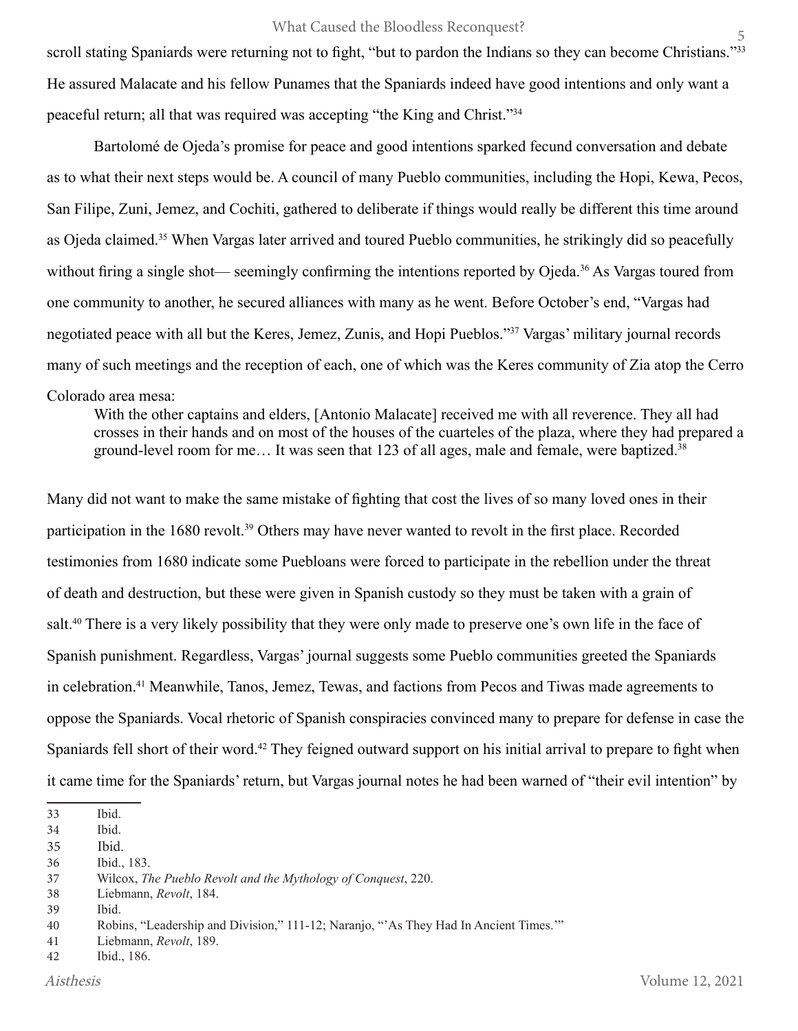scroll stating Spaniards were returning not to fight, "but to pardon the Indians so they can become Christians."[33] He assured Malacate and his fellow Punames that the Spaniards indeed have good intentions and only want a peaceful return; all that was required was accepting "the King and Christ."[34]

Bartolomé de Ojeda's promise for peace and good intentions sparked fecund conversation and debate as to what their next steps would be. A council of many Pueblo communities, including the Hopi, Kewa, Pecos, San Filipe, Zuni, Jemez, and Cochiti, gathered to deliberate if things would really be different this time around as Ojeda claimed.[35] When Vargas later arrived and toured Pueblo communities, he strikingly did so peacefully without firing a single shot— seemingly confirming the intentions reported by Ojeda.[36] As Vargas toured from one community to another, he secured alliances with many as he went. Before October's end, "Vargas had negotiated peace with all but the Keres, Jemez, Zunis, and Hopi Pueblos."[37] Vargas' military journal records many of such meetings and the reception of each, one of which was the Keres community of Zia atop the Cerro Colorado area mesa:

> With the other captains and elders, [Antonio Malacate] received me with all reverence. They all had crosses in their hands and on most of the houses of the cuarteles of the plaza, where they had prepared a ground-level room for me… It was seen that 123 of all ages, male and female, were baptized.[38]

Many did not want to make the same mistake of fighting that cost the lives of so many loved ones in their participation in the 1680 revolt.[39] Others may have never wanted to revolt in the first place. Recorded testimonies from 1680 indicate some Puebloans were forced to participate in the rebellion under the threat of death and destruction, but these were given in Spanish custody so they must be taken with a grain of salt.[40] There is a very likely possibility that they were only made to preserve one's own life in the face of Spanish punishment. Regardless, Vargas' journal suggests some Pueblo communities greeted the Spaniards in celebration.[41] Meanwhile, Tanos, Jemez, Tewas, and factions from Pecos and Tiwas made agreements to oppose the Spaniards. Vocal rhetoric of Spanish conspiracies convinced many to prepare for defense in case the Spaniards fell short of their word.[42] They feigned outward support on his initial arrival to prepare to fight when it came time for the Spaniards' return, but Vargas journal notes he had been warned of "their evil intention" by

---

33 Ibid.

34 Ibid.

35 Ibid.

36 Ibid., 183.

37 Wilcox, *The Pueblo Revolt and the Mythology of Conquest*, 220.

38 Liebmann, *Revolt*, 184.

39 Ibid.

40 Robins, "Leadership and Division," 111-12; Naranjo, "'As They Had In Ancient Times.'"

41 Liebmann, *Revolt*, 189.

42 Ibid., 186.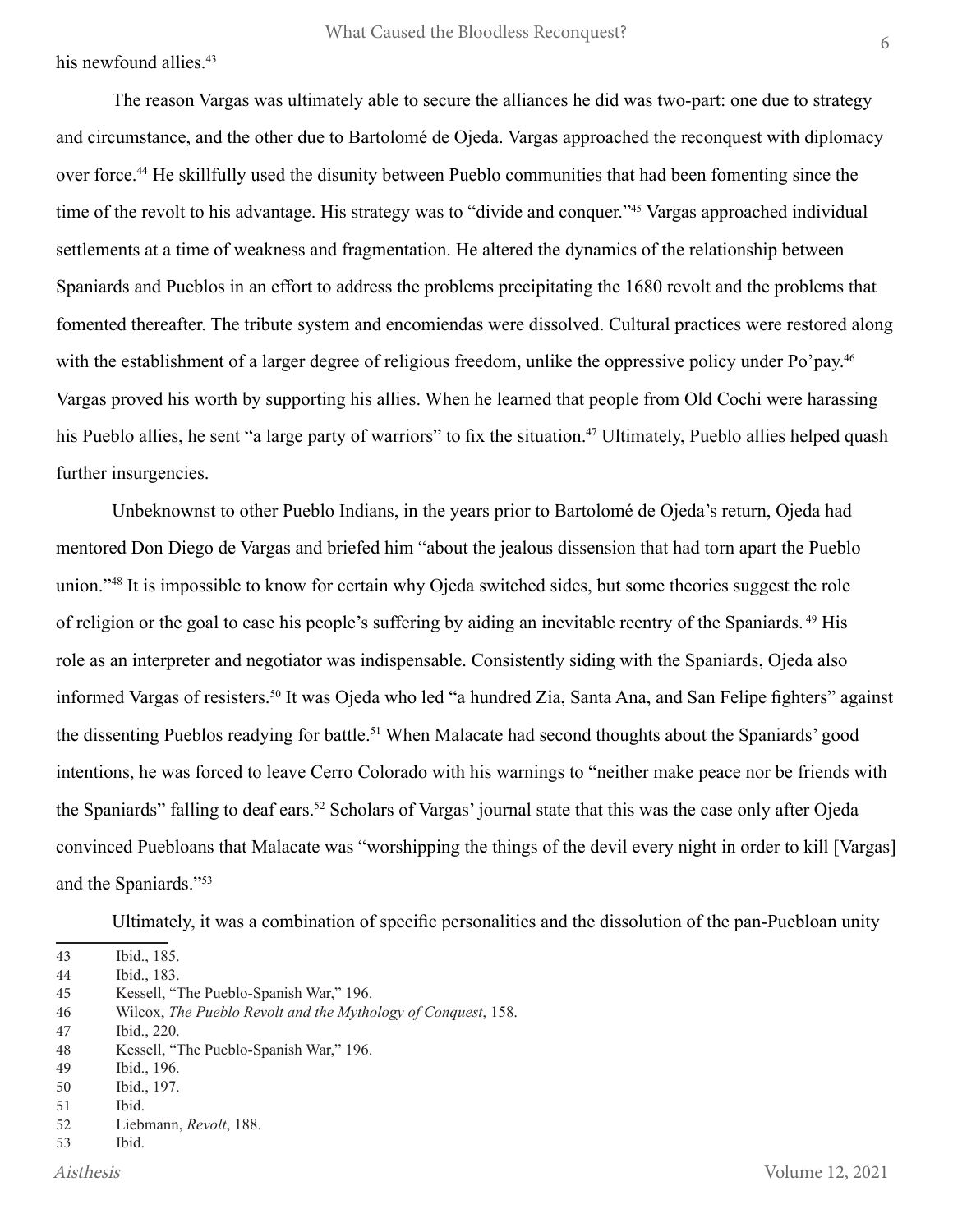his newfound allies.[43]

The reason Vargas was ultimately able to secure the alliances he did was two-part: one due to strategy and circumstance, and the other due to Bartolomé de Ojeda. Vargas approached the reconquest with diplomacy over force.[44] He skillfully used the disunity between Pueblo communities that had been fomenting since the time of the revolt to his advantage. His strategy was to "divide and conquer."[45] Vargas approached individual settlements at a time of weakness and fragmentation. He altered the dynamics of the relationship between Spaniards and Pueblos in an effort to address the problems precipitating the 1680 revolt and the problems that fomented thereafter. The tribute system and encomiendas were dissolved. Cultural practices were restored along with the establishment of a larger degree of religious freedom, unlike the oppressive policy under Po'pay.[46] Vargas proved his worth by supporting his allies. When he learned that people from Old Cochi were harassing his Pueblo allies, he sent "a large party of warriors" to fix the situation.[47] Ultimately, Pueblo allies helped quash further insurgencies.

Unbeknownst to other Pueblo Indians, in the years prior to Bartolomé de Ojeda's return, Ojeda had mentored Don Diego de Vargas and briefed him "about the jealous dissension that had torn apart the Pueblo union."[48] It is impossible to know for certain why Ojeda switched sides, but some theories suggest the role of religion or the goal to ease his people's suffering by aiding an inevitable reentry of the Spaniards.[49] His role as an interpreter and negotiator was indispensable. Consistently siding with the Spaniards, Ojeda also informed Vargas of resisters.[50] It was Ojeda who led "a hundred Zia, Santa Ana, and San Felipe fighters" against the dissenting Pueblos readying for battle.[51] When Malacate had second thoughts about the Spaniards' good intentions, he was forced to leave Cerro Colorado with his warnings to "neither make peace nor be friends with the Spaniards" falling to deaf ears.[52] Scholars of Vargas' journal state that this was the case only after Ojeda convinced Puebloans that Malacate was "worshipping the things of the devil every night in order to kill [Vargas] and the Spaniards."[53]

Ultimately, it was a combination of specific personalities and the dissolution of the pan-Puebloan unity

---

43 Ibid., 185.
44 Ibid., 183.
45 Kessell, "The Pueblo-Spanish War," 196.
46 Wilcox, *The Pueblo Revolt and the Mythology of Conquest*, 158.
47 Ibid., 220.
48 Kessell, "The Pueblo-Spanish War," 196.
49 Ibid., 196.
50 Ibid., 197.
51 Ibid.
52 Liebmann, *Revolt*, 188.
53 Ibid.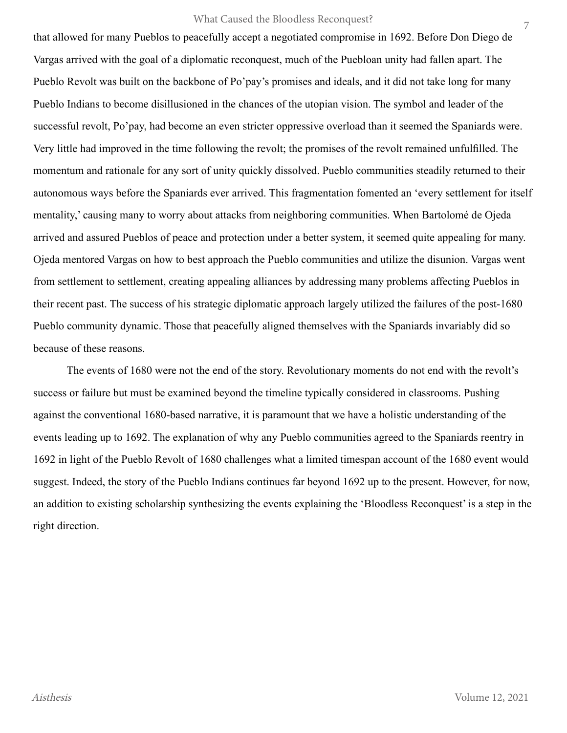that allowed for many Pueblos to peacefully accept a negotiated compromise in 1692. Before Don Diego de Vargas arrived with the goal of a diplomatic reconquest, much of the Puebloan unity had fallen apart. The Pueblo Revolt was built on the backbone of Po'pay's promises and ideals, and it did not take long for many Pueblo Indians to become disillusioned in the chances of the utopian vision. The symbol and leader of the successful revolt, Po'pay, had become an even stricter oppressive overload than it seemed the Spaniards were. Very little had improved in the time following the revolt; the promises of the revolt remained unfulfilled. The momentum and rationale for any sort of unity quickly dissolved. Pueblo communities steadily returned to their autonomous ways before the Spaniards ever arrived. This fragmentation fomented an 'every settlement for itself mentality,' causing many to worry about attacks from neighboring communities. When Bartolomé de Ojeda arrived and assured Pueblos of peace and protection under a better system, it seemed quite appealing for many. Ojeda mentored Vargas on how to best approach the Pueblo communities and utilize the disunion. Vargas went from settlement to settlement, creating appealing alliances by addressing many problems affecting Pueblos in their recent past. The success of his strategic diplomatic approach largely utilized the failures of the post-1680 Pueblo community dynamic. Those that peacefully aligned themselves with the Spaniards invariably did so because of these reasons.

The events of 1680 were not the end of the story. Revolutionary moments do not end with the revolt's success or failure but must be examined beyond the timeline typically considered in classrooms. Pushing against the conventional 1680-based narrative, it is paramount that we have a holistic understanding of the events leading up to 1692. The explanation of why any Pueblo communities agreed to the Spaniards reentry in 1692 in light of the Pueblo Revolt of 1680 challenges what a limited timespan account of the 1680 event would suggest. Indeed, the story of the Pueblo Indians continues far beyond 1692 up to the present. However, for now, an addition to existing scholarship synthesizing the events explaining the 'Bloodless Reconquest' is a step in the right direction.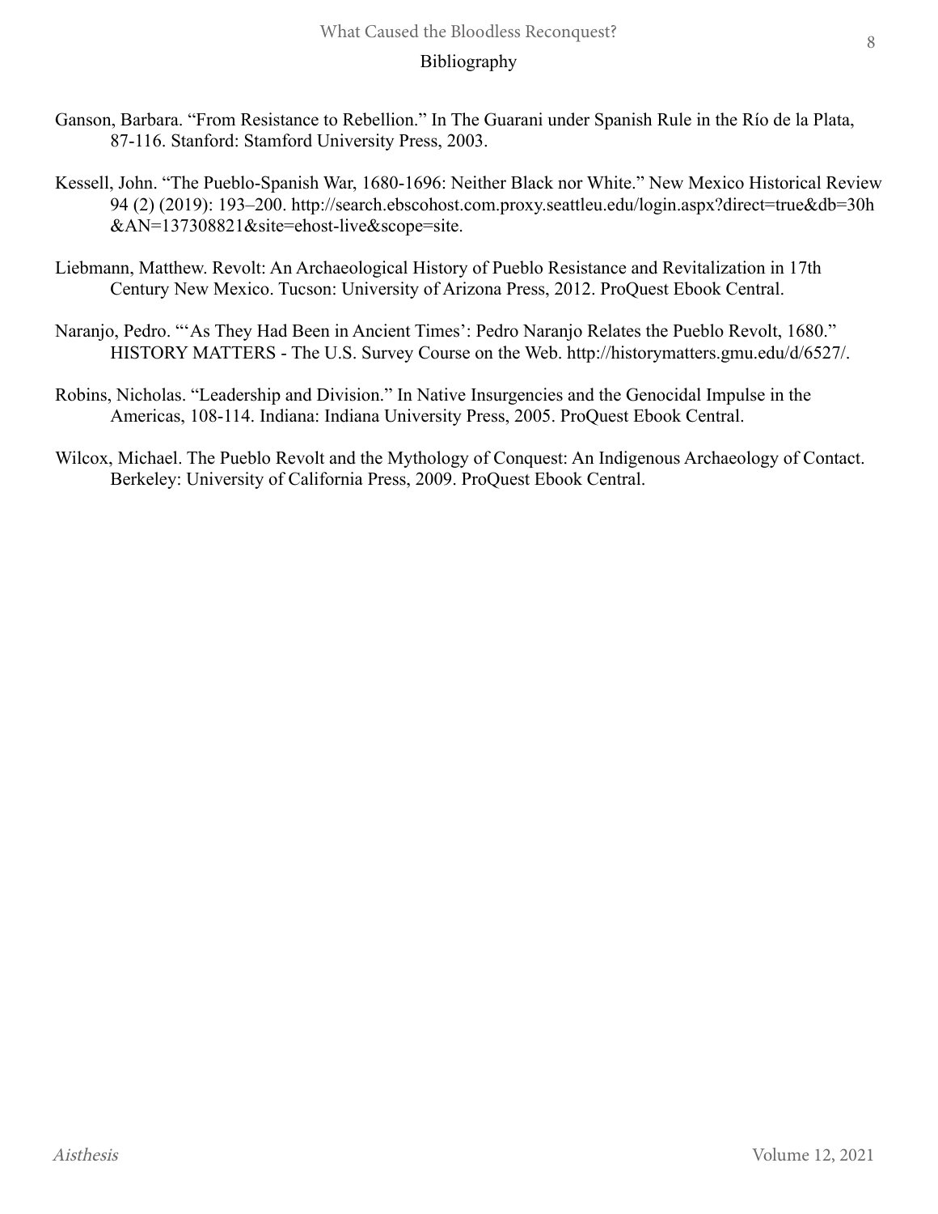## Bibliography

Ganson, Barbara. “From Resistance to Rebellion.” In The Guarani under Spanish Rule in the Río de la Plata, 87-116. Stanford: Stamford University Press, 2003.

Kessell, John. “The Pueblo-Spanish War, 1680-1696: Neither Black nor White.” New Mexico Historical Review 94 (2) (2019): 193–200. http://search.ebscohost.com.proxy.seattleu.edu/login.aspx?direct=true&db=30h&AN=137308821&site=ehost-live&scope=site.

Liebmann, Matthew. Revolt: An Archaeological History of Pueblo Resistance and Revitalization in 17th Century New Mexico. Tucson: University of Arizona Press, 2012. ProQuest Ebook Central.

Naranjo, Pedro. “‘As They Had Been in Ancient Times’: Pedro Naranjo Relates the Pueblo Revolt, 1680.” HISTORY MATTERS - The U.S. Survey Course on the Web. http://historymatters.gmu.edu/d/6527/.

Robins, Nicholas. “Leadership and Division.” In Native Insurgencies and the Genocidal Impulse in the Americas, 108-114. Indiana: Indiana University Press, 2005. ProQuest Ebook Central.

Wilcox, Michael. The Pueblo Revolt and the Mythology of Conquest: An Indigenous Archaeology of Contact. Berkeley: University of California Press, 2009. ProQuest Ebook Central.